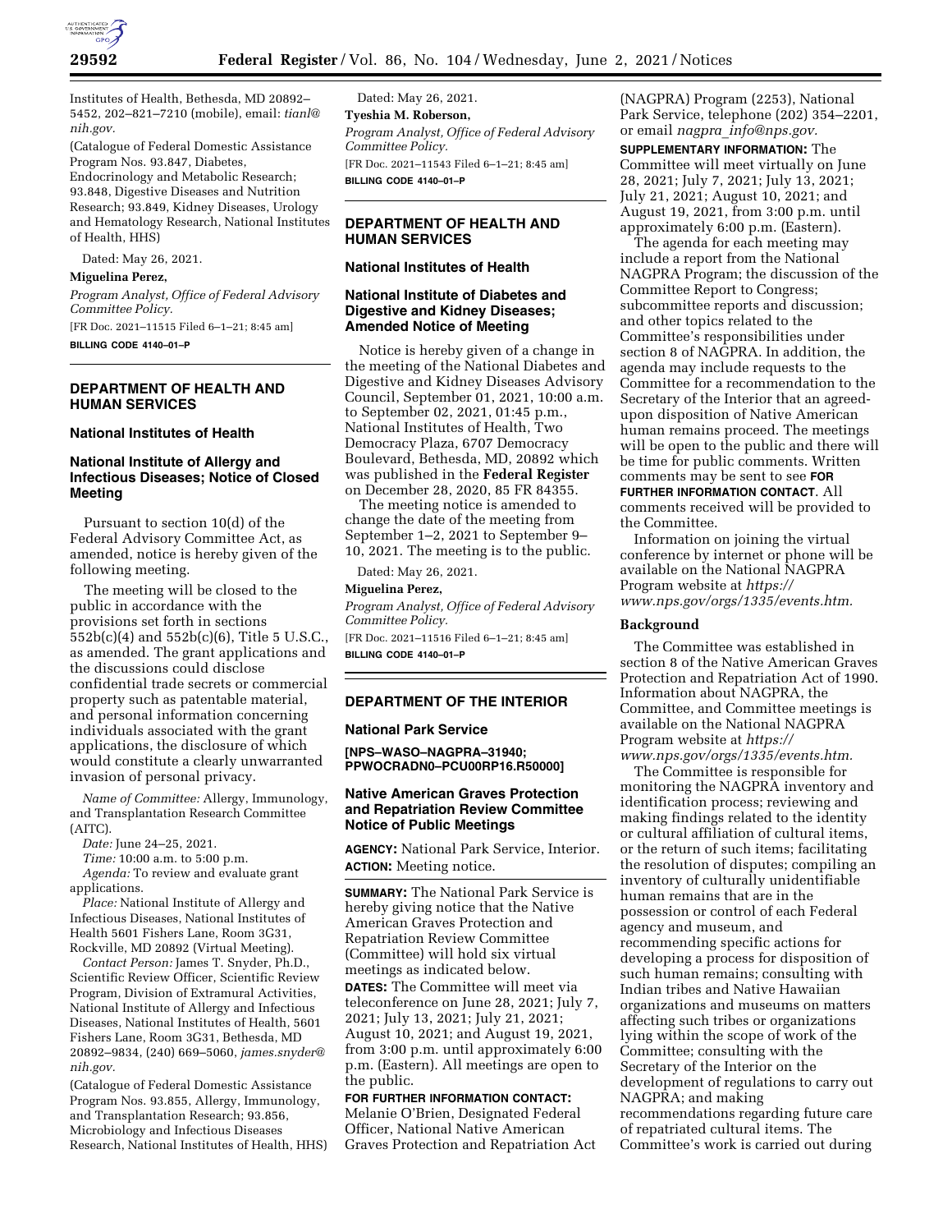Institutes of Health, Bethesda, MD 20892–5452, 202–821–7210 (mobile), email: *tianl@nih.gov.*

(Catalogue of Federal Domestic Assistance Program Nos. 93.847, Diabetes, Endocrinology and Metabolic Research; 93.848, Digestive Diseases and Nutrition Research; 93.849, Kidney Diseases, Urology and Hematology Research, National Institutes of Health, HHS)

Dated: May 26, 2021.

**Miguelina Perez,**

*Program Analyst, Office of Federal Advisory Committee Policy.*

[FR Doc. 2021–11515 Filed 6–1–21; 8:45 am]

**BILLING CODE 4140–01–P**

## DEPARTMENT OF HEALTH AND HUMAN SERVICES

### National Institutes of Health

### National Institute of Allergy and Infectious Diseases; Notice of Closed Meeting

Pursuant to section 10(d) of the Federal Advisory Committee Act, as amended, notice is hereby given of the following meeting.

The meeting will be closed to the public in accordance with the provisions set forth in sections 552b(c)(4) and 552b(c)(6), Title 5 U.S.C., as amended. The grant applications and the discussions could disclose confidential trade secrets or commercial property such as patentable material, and personal information concerning individuals associated with the grant applications, the disclosure of which would constitute a clearly unwarranted invasion of personal privacy.

*Name of Committee:* Allergy, Immunology, and Transplantation Research Committee (AITC).

*Date:* June 24–25, 2021.

*Time:* 10:00 a.m. to 5:00 p.m.

*Agenda:* To review and evaluate grant applications.

*Place:* National Institute of Allergy and Infectious Diseases, National Institutes of Health 5601 Fishers Lane, Room 3G31, Rockville, MD 20892 (Virtual Meeting).

*Contact Person:* James T. Snyder, Ph.D., Scientific Review Officer, Scientific Review Program, Division of Extramural Activities, National Institute of Allergy and Infectious Diseases, National Institutes of Health, 5601 Fishers Lane, Room 3G31, Bethesda, MD 20892–9834, (240) 669–5060, *james.snyder@nih.gov.*

(Catalogue of Federal Domestic Assistance Program Nos. 93.855, Allergy, Immunology, and Transplantation Research; 93.856, Microbiology and Infectious Diseases Research, National Institutes of Health, HHS)

Dated: May 26, 2021.

**Tyeshia M. Roberson,**

*Program Analyst, Office of Federal Advisory Committee Policy.*

[FR Doc. 2021–11543 Filed 6–1–21; 8:45 am]

**BILLING CODE 4140–01–P**

## DEPARTMENT OF HEALTH AND HUMAN SERVICES

### National Institutes of Health

### National Institute of Diabetes and Digestive and Kidney Diseases; Amended Notice of Meeting

Notice is hereby given of a change in the meeting of the National Diabetes and Digestive and Kidney Diseases Advisory Council, September 01, 2021, 10:00 a.m. to September 02, 2021, 01:45 p.m., National Institutes of Health, Two Democracy Plaza, 6707 Democracy Boulevard, Bethesda, MD, 20892 which was published in the **Federal Register** on December 28, 2020, 85 FR 84355.

The meeting notice is amended to change the date of the meeting from September 1–2, 2021 to September 9–10, 2021. The meeting is to the public.

Dated: May 26, 2021.

**Miguelina Perez,**

*Program Analyst, Office of Federal Advisory Committee Policy.*

[FR Doc. 2021–11516 Filed 6–1–21; 8:45 am]

**BILLING CODE 4140–01–P**

## DEPARTMENT OF THE INTERIOR

### National Park Service

**[NPS–WASO–NAGPRA–31940; PPWOCRADN0–PCU00RP16.R50000]**

### Native American Graves Protection and Repatriation Review Committee Notice of Public Meetings

**AGENCY:** National Park Service, Interior.

**ACTION:** Meeting notice.

**SUMMARY:** The National Park Service is hereby giving notice that the Native American Graves Protection and Repatriation Review Committee (Committee) will hold six virtual meetings as indicated below.

**DATES:** The Committee will meet via teleconference on June 28, 2021; July 7, 2021; July 13, 2021; July 21, 2021; August 10, 2021; and August 19, 2021, from 3:00 p.m. until approximately 6:00 p.m. (Eastern). All meetings are open to the public.

**FOR FURTHER INFORMATION CONTACT:** Melanie O'Brien, Designated Federal Officer, National Native American Graves Protection and Repatriation Act (NAGPRA) Program (2253), National Park Service, telephone (202) 354–2201, or email *nagpra_info@nps.gov.*

**SUPPLEMENTARY INFORMATION:** The Committee will meet virtually on June 28, 2021; July 7, 2021; July 13, 2021; July 21, 2021; August 10, 2021; and August 19, 2021, from 3:00 p.m. until approximately 6:00 p.m. (Eastern).

The agenda for each meeting may include a report from the National NAGPRA Program; the discussion of the Committee Report to Congress; subcommittee reports and discussion; and other topics related to the Committee's responsibilities under section 8 of NAGPRA. In addition, the agenda may include requests to the Committee for a recommendation to the Secretary of the Interior that an agreed-upon disposition of Native American human remains proceed. The meetings will be open to the public and there will be time for public comments. Written comments may be sent to see **FOR FURTHER INFORMATION CONTACT**. All comments received will be provided to the Committee.

Information on joining the virtual conference by internet or phone will be available on the National NAGPRA Program website at *https://www.nps.gov/orgs/1335/events.htm.*

#### Background

The Committee was established in section 8 of the Native American Graves Protection and Repatriation Act of 1990. Information about NAGPRA, the Committee, and Committee meetings is available on the National NAGPRA Program website at *https://www.nps.gov/orgs/1335/events.htm.*

The Committee is responsible for monitoring the NAGPRA inventory and identification process; reviewing and making findings related to the identity or cultural affiliation of cultural items, or the return of such items; facilitating the resolution of disputes; compiling an inventory of culturally unidentifiable human remains that are in the possession or control of each Federal agency and museum, and recommending specific actions for developing a process for disposition of such human remains; consulting with Indian tribes and Native Hawaiian organizations and museums on matters affecting such tribes or organizations lying within the scope of work of the Committee; consulting with the Secretary of the Interior on the development of regulations to carry out NAGPRA; and making recommendations regarding future care of repatriated cultural items. The Committee's work is carried out during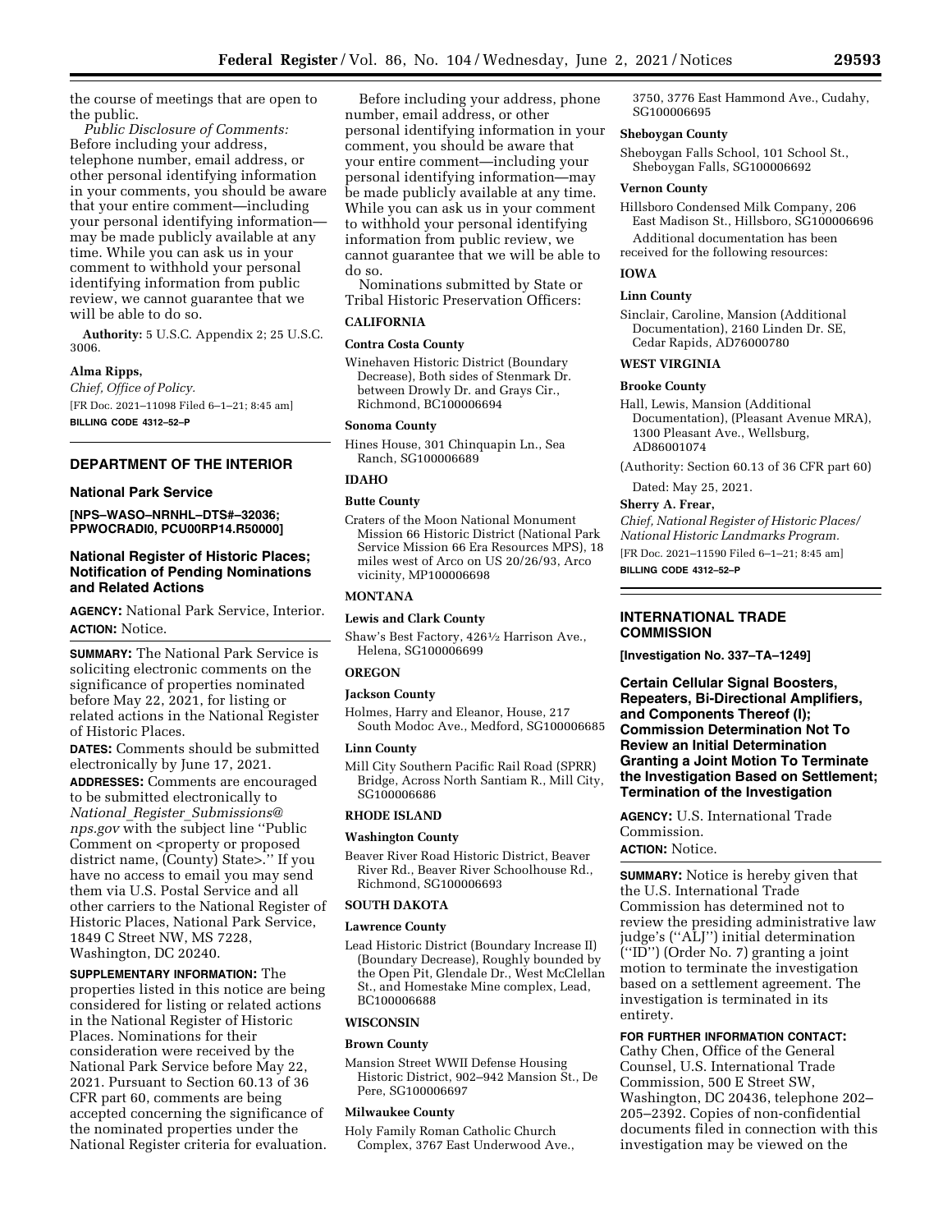the course of meetings that are open to the public.

*Public Disclosure of Comments:* Before including your address, telephone number, email address, or other personal identifying information in your comments, you should be aware that your entire comment—including your personal identifying information—may be made publicly available at any time. While you can ask us in your comment to withhold your personal identifying information from public review, we cannot guarantee that we will be able to do so.

**Authority:** 5 U.S.C. Appendix 2; 25 U.S.C. 3006.

**Alma Ripps,**

*Chief, Office of Policy.*

[FR Doc. 2021–11098 Filed 6–1–21; 8:45 am]

**BILLING CODE 4312–52–P**

## DEPARTMENT OF THE INTERIOR

### National Park Service

**[NPS–WASO–NRNHL–DTS#–32036; PPWOCRADI0, PCU00RP14.R50000]**

### National Register of Historic Places; Notification of Pending Nominations and Related Actions

**AGENCY:** National Park Service, Interior.

**ACTION:** Notice.

**SUMMARY:** The National Park Service is soliciting electronic comments on the significance of properties nominated before May 22, 2021, for listing or related actions in the National Register of Historic Places.

**DATES:** Comments should be submitted electronically by June 17, 2021.

**ADDRESSES:** Comments are encouraged to be submitted electronically to *National_Register_Submissions@nps.gov* with the subject line "Public Comment on <property or proposed district name, (County) State>." If you have no access to email you may send them via U.S. Postal Service and all other carriers to the National Register of Historic Places, National Park Service, 1849 C Street NW, MS 7228, Washington, DC 20240.

**SUPPLEMENTARY INFORMATION:** The properties listed in this notice are being considered for listing or related actions in the National Register of Historic Places. Nominations for their consideration were received by the National Park Service before May 22, 2021. Pursuant to Section 60.13 of 36 CFR part 60, comments are being accepted concerning the significance of the nominated properties under the National Register criteria for evaluation.

Before including your address, phone number, email address, or other personal identifying information in your comment, you should be aware that your entire comment—including your personal identifying information—may be made publicly available at any time. While you can ask us in your comment to withhold your personal identifying information from public review, we cannot guarantee that we will be able to do so.

Nominations submitted by State or Tribal Historic Preservation Officers:

**CALIFORNIA**

**Contra Costa County**

Winehaven Historic District (Boundary Decrease), Both sides of Stenmark Dr. between Drowly Dr. and Grays Cir., Richmond, BC100006694

**Sonoma County**

Hines House, 301 Chinquapin Ln., Sea Ranch, SG100006689

**IDAHO**

**Butte County**

Craters of the Moon National Monument Mission 66 Historic District (National Park Service Mission 66 Era Resources MPS), 18 miles west of Arco on US 20/26/93, Arco vicinity, MP100006698

**MONTANA**

**Lewis and Clark County**

Shaw's Best Factory, 426½ Harrison Ave., Helena, SG100006699

**OREGON**

**Jackson County**

Holmes, Harry and Eleanor, House, 217 South Modoc Ave., Medford, SG100006685

**Linn County**

Mill City Southern Pacific Rail Road (SPRR) Bridge, Across North Santiam R., Mill City, SG100006686

**RHODE ISLAND**

**Washington County**

Beaver River Road Historic District, Beaver River Rd., Beaver River Schoolhouse Rd., Richmond, SG100006693

**SOUTH DAKOTA**

**Lawrence County**

Lead Historic District (Boundary Increase II) (Boundary Decrease), Roughly bounded by the Open Pit, Glendale Dr., West McClellan St., and Homestake Mine complex, Lead, BC100006688

**WISCONSIN**

**Brown County**

Mansion Street WWII Defense Housing Historic District, 902–942 Mansion St., De Pere, SG100006697

**Milwaukee County**

Holy Family Roman Catholic Church Complex, 3767 East Underwood Ave., 3750, 3776 East Hammond Ave., Cudahy, SG100006695

**Sheboygan County**

Sheboygan Falls School, 101 School St., Sheboygan Falls, SG100006692

**Vernon County**

Hillsboro Condensed Milk Company, 206 East Madison St., Hillsboro, SG100006696

Additional documentation has been received for the following resources:

**IOWA**

**Linn County**

Sinclair, Caroline, Mansion (Additional Documentation), 2160 Linden Dr. SE, Cedar Rapids, AD76000780

**WEST VIRGINIA**

**Brooke County**

Hall, Lewis, Mansion (Additional Documentation), (Pleasant Avenue MRA), 1300 Pleasant Ave., Wellsburg, AD86001074

(Authority: Section 60.13 of 36 CFR part 60)

Dated: May 25, 2021.

**Sherry A. Frear,**

*Chief, National Register of Historic Places/National Historic Landmarks Program.*

[FR Doc. 2021–11590 Filed 6–1–21; 8:45 am]

**BILLING CODE 4312–52–P**

## INTERNATIONAL TRADE COMMISSION

**[Investigation No. 337–TA–1249]**

### Certain Cellular Signal Boosters, Repeaters, Bi-Directional Amplifiers, and Components Thereof (I); Commission Determination Not To Review an Initial Determination Granting a Joint Motion To Terminate the Investigation Based on Settlement; Termination of the Investigation

**AGENCY:** U.S. International Trade Commission.

**ACTION:** Notice.

**SUMMARY:** Notice is hereby given that the U.S. International Trade Commission has determined not to review the presiding administrative law judge's ("ALJ") initial determination ("ID") (Order No. 7) granting a joint motion to terminate the investigation based on a settlement agreement. The investigation is terminated in its entirety.

**FOR FURTHER INFORMATION CONTACT:** Cathy Chen, Office of the General Counsel, U.S. International Trade Commission, 500 E Street SW, Washington, DC 20436, telephone 202–205–2392. Copies of non-confidential documents filed in connection with this investigation may be viewed on the